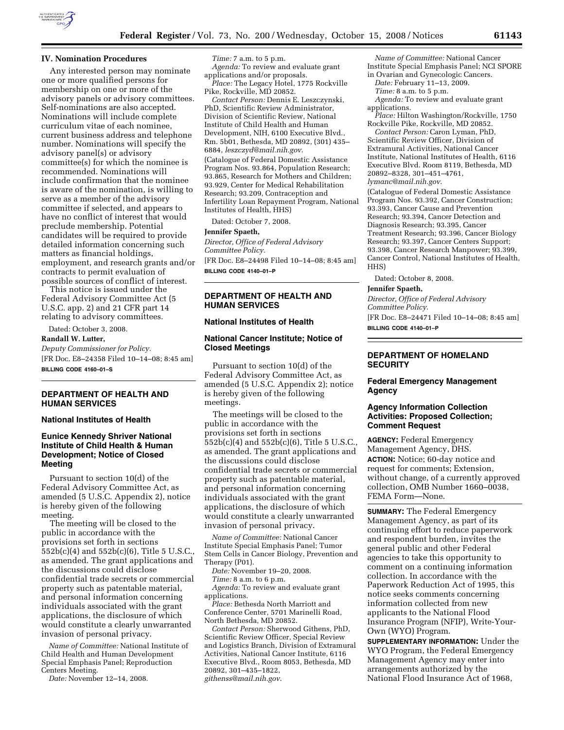## IV. Nomination Procedures

Any interested person may nominate one or more qualified persons for membership on one or more of the advisory panels or advisory committees. Self-nominations are also accepted. Nominations will include complete curriculum vitae of each nominee, current business address and telephone number. Nominations will specify the advisory panel(s) or advisory committee(s) for which the nominee is recommended. Nominations will include confirmation that the nominee is aware of the nomination, is willing to serve as a member of the advisory committee if selected, and appears to have no conflict of interest that would preclude membership. Potential candidates will be required to provide detailed information concerning such matters as financial holdings, employment, and research grants and/or contracts to permit evaluation of possible sources of conflict of interest.

This notice is issued under the Federal Advisory Committee Act (5 U.S.C. app. 2) and 21 CFR part 14 relating to advisory committees.

Dated: October 3, 2008.

**Randall W. Lutter,**

*Deputy Commissioner for Policy.*

[FR Doc. E8–24358 Filed 10–14–08; 8:45 am]

**BILLING CODE 4160–01–S**

## DEPARTMENT OF HEALTH AND HUMAN SERVICES

### National Institutes of Health

### Eunice Kennedy Shriver National Institute of Child Health & Human Development; Notice of Closed Meeting

Pursuant to section 10(d) of the Federal Advisory Committee Act, as amended (5 U.S.C. Appendix 2), notice is hereby given of the following meeting.

The meeting will be closed to the public in accordance with the provisions set forth in sections 552b(c)(4) and 552b(c)(6), Title 5 U.S.C., as amended. The grant applications and the discussions could disclose confidential trade secrets or commercial property such as patentable material, and personal information concerning individuals associated with the grant applications, the disclosure of which would constitute a clearly unwarranted invasion of personal privacy.

*Name of Committee:* National Institute of Child Health and Human Development Special Emphasis Panel; Reproduction Centers Meeting.

*Date:* November 12–14, 2008.

*Time:* 7 a.m. to 5 p.m.

*Agenda:* To review and evaluate grant applications and/or proposals.

*Place:* The Legacy Hotel, 1775 Rockville Pike, Rockville, MD 20852.

*Contact Person:* Dennis E. Leszczynski, PhD, Scientific Review Administrator, Division of Scientific Review, National Institute of Child Health and Human Development, NIH, 6100 Executive Blvd., Rm. 5b01, Bethesda, MD 20892, (301) 435–6884, *leszczyd@mail.nih.gov*.

(Catalogue of Federal Domestic Assistance Program Nos. 93.864, Population Research; 93.865, Research for Mothers and Children; 93.929, Center for Medical Rehabilitation Research; 93.209, Contraception and Infertility Loan Repayment Program, National Institutes of Health, HHS)

Dated: October 7, 2008.

**Jennifer Spaeth,**

*Director, Office of Federal Advisory Committee Policy.*

[FR Doc. E8–24498 Filed 10–14–08; 8:45 am]

**BILLING CODE 4140–01–P**

## DEPARTMENT OF HEALTH AND HUMAN SERVICES

### National Institutes of Health

### National Cancer Institute; Notice of Closed Meetings

Pursuant to section 10(d) of the Federal Advisory Committee Act, as amended (5 U.S.C. Appendix 2); notice is hereby given of the following meetings.

The meetings will be closed to the public in accordance with the provisions set forth in sections 552b(c)(4) and 552b(c)(6), Title 5 U.S.C., as amended. The grant applications and the discussions could disclose confidential trade secrets or commercial property such as patentable material, and personal information concerning individuals associated with the grant applications, the disclosure of which would constitute a clearly unwarranted invasion of personal privacy.

*Name of Committee:* National Cancer Institute Special Emphasis Panel; Tumor Stem Cells in Cancer Biology, Prevention and Therapy (P01).

*Date:* November 19–20, 2008.

*Time:* 8 a.m. to 6 p.m.

*Agenda:* To review and evaluate grant applications.

*Place:* Bethesda North Marriott and Conference Center, 5701 Marinelli Road, North Bethesda, MD 20852.

*Contact Person:* Sherwood Githens, PhD, Scientific Review Officer, Special Review and Logistics Branch, Division of Extramural Activities, National Cancer Institute, 6116 Executive Blvd., Room 8053, Bethesda, MD 20892, 301–435–1822, *githenss@mail.nih.gov*.

*Name of Committee:* National Cancer Institute Special Emphasis Panel; NCI SPORE in Ovarian and Gynecologic Cancers.

*Date:* February 11–13, 2009.

*Time:* 8 a.m. to 5 p.m.

*Agenda:* To review and evaluate grant applications.

*Place:* Hilton Washington/Rockville, 1750 Rockville Pike, Rockville, MD 20852.

*Contact Person:* Caron Lyman, PhD, Scientific Review Officer, Division of Extramural Activities, National Cancer Institute, National Institutes of Health, 6116 Executive Blvd. Room 8119, Bethesda, MD 20892–8328, 301–451–4761, *lymanc@mail.nih.gov*.

(Catalogue of Federal Domestic Assistance Program Nos. 93.392, Cancer Construction; 93.393, Cancer Cause and Prevention Research; 93.394, Cancer Detection and Diagnosis Research; 93.395, Cancer Treatment Research; 93.396, Cancer Biology Research; 93.397, Cancer Centers Support; 93.398, Cancer Research Manpower; 93.399, Cancer Control, National Institutes of Health, HHS)

Dated: October 8, 2008.

**Jennifer Spaeth,**

*Director, Office of Federal Advisory Committee Policy.*

[FR Doc. E8–24471 Filed 10–14–08; 8:45 am]

**BILLING CODE 4140–01–P**

## DEPARTMENT OF HOMELAND SECURITY

### Federal Emergency Management Agency

### Agency Information Collection Activities: Proposed Collection; Comment Request

**AGENCY:** Federal Emergency Management Agency, DHS.

**ACTION:** Notice; 60-day notice and request for comments; Extension, without change, of a currently approved collection, OMB Number 1660–0038, FEMA Form—None.

**SUMMARY:** The Federal Emergency Management Agency, as part of its continuing effort to reduce paperwork and respondent burden, invites the general public and other Federal agencies to take this opportunity to comment on a continuing information collection. In accordance with the Paperwork Reduction Act of 1995, this notice seeks comments concerning information collected from new applicants to the National Flood Insurance Program (NFIP), Write-Your-Own (WYO) Program.

**SUPPLEMENTARY INFORMATION:** Under the WYO Program, the Federal Emergency Management Agency may enter into arrangements authorized by the National Flood Insurance Act of 1968,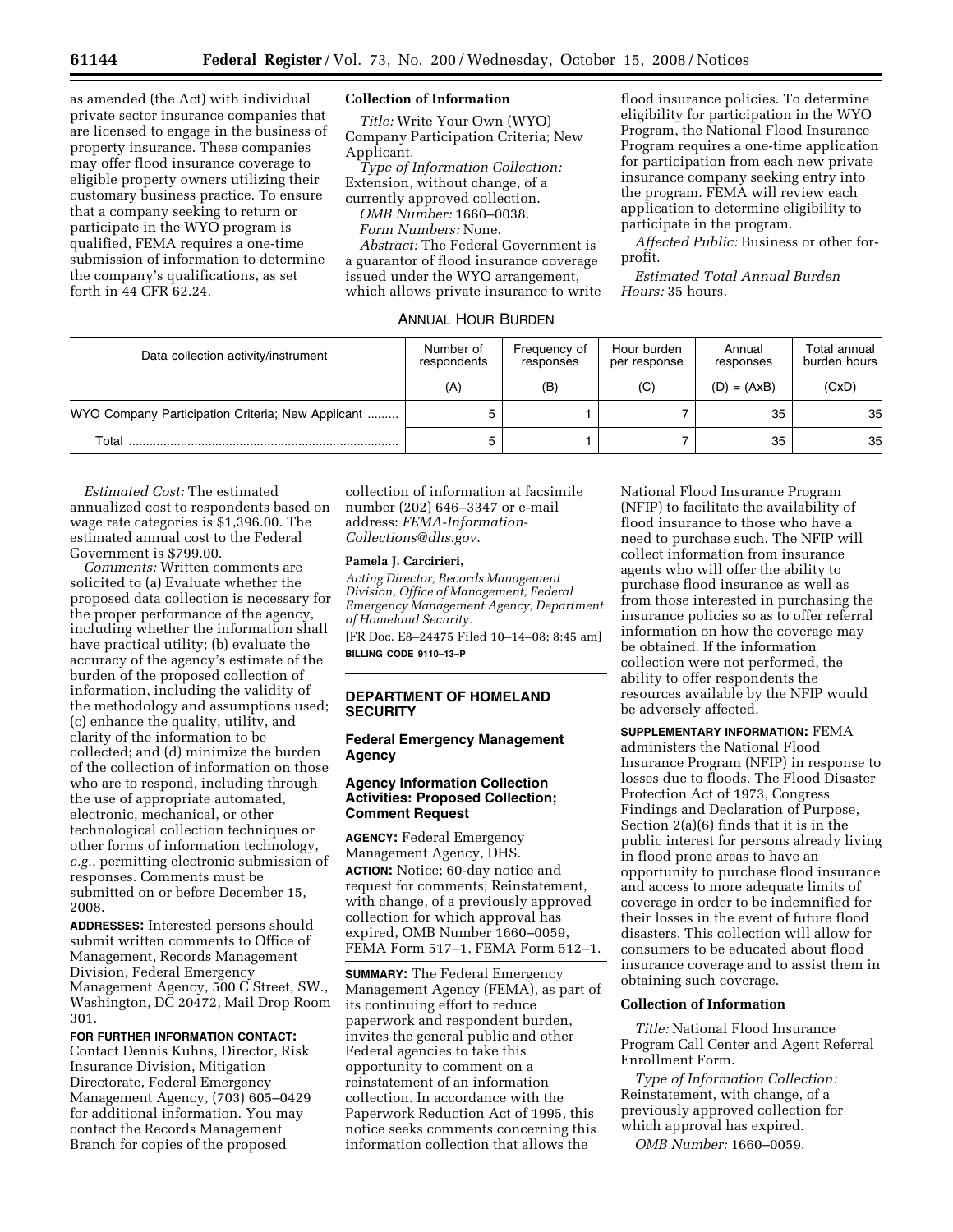as amended (the Act) with individual private sector insurance companies that are licensed to engage in the business of property insurance. These companies may offer flood insurance coverage to eligible property owners utilizing their customary business practice. To ensure that a company seeking to return or participate in the WYO program is qualified, FEMA requires a one-time submission of information to determine the company's qualifications, as set forth in 44 CFR 62.24.

**Collection of Information**

*Title:* Write Your Own (WYO) Company Participation Criteria; New Applicant.

*Type of Information Collection:* Extension, without change, of a currently approved collection.

*OMB Number:* 1660–0038.

*Form Numbers:* None.

*Abstract:* The Federal Government is a guarantor of flood insurance coverage issued under the WYO arrangement, which allows private insurance to write flood insurance policies. To determine eligibility for participation in the WYO Program, the National Flood Insurance Program requires a one-time application for participation from each new private insurance company seeking entry into the program. FEMA will review each application to determine eligibility to participate in the program.

*Affected Public:* Business or other for-profit.

*Estimated Total Annual Burden Hours:* 35 hours.

ANNUAL HOUR BURDEN

| Data collection activity/instrument | Number of respondents (A) | Frequency of responses (B) | Hour burden per response (C) | Annual responses (D) = (AxB) | Total annual burden hours (CxD) |
|---|---|---|---|---|---|
| WYO Company Participation Criteria; New Applicant | 5 | 1 | 7 | 35 | 35 |
| Total | 5 | 1 | 7 | 35 | 35 |

*Estimated Cost:* The estimated annualized cost to respondents based on wage rate categories is $1,396.00. The estimated annual cost to the Federal Government is $799.00.

*Comments:* Written comments are solicited to (a) Evaluate whether the proposed data collection is necessary for the proper performance of the agency, including whether the information shall have practical utility; (b) evaluate the accuracy of the agency's estimate of the burden of the proposed collection of information, including the validity of the methodology and assumptions used; (c) enhance the quality, utility, and clarity of the information to be collected; and (d) minimize the burden of the collection of information on those who are to respond, including through the use of appropriate automated, electronic, mechanical, or other technological collection techniques or other forms of information technology, *e.g.*, permitting electronic submission of responses. Comments must be submitted on or before December 15, 2008.

**ADDRESSES:** Interested persons should submit written comments to Office of Management, Records Management Division, Federal Emergency Management Agency, 500 C Street, SW., Washington, DC 20472, Mail Drop Room 301.

**FOR FURTHER INFORMATION CONTACT:** Contact Dennis Kuhns, Director, Risk Insurance Division, Mitigation Directorate, Federal Emergency Management Agency, (703) 605–0429 for additional information. You may contact the Records Management Branch for copies of the proposed collection of information at facsimile number (202) 646–3347 or e-mail address: *FEMA-Information-Collections@dhs.gov*.

**Pamela J. Carcirieri,**

*Acting Director, Records Management Division, Office of Management, Federal Emergency Management Agency, Department of Homeland Security.*

[FR Doc. E8–24475 Filed 10–14–08; 8:45 am]

**BILLING CODE 9110–13–P**

## DEPARTMENT OF HOMELAND SECURITY

### Federal Emergency Management Agency

### Agency Information Collection Activities: Proposed Collection; Comment Request

**AGENCY:** Federal Emergency Management Agency, DHS.

**ACTION:** Notice; 60-day notice and request for comments; Reinstatement, with change, of a previously approved collection for which approval has expired, OMB Number 1660–0059, FEMA Form 517–1, FEMA Form 512–1.

**SUMMARY:** The Federal Emergency Management Agency (FEMA), as part of its continuing effort to reduce paperwork and respondent burden, invites the general public and other Federal agencies to take this opportunity to comment on a reinstatement of an information collection. In accordance with the Paperwork Reduction Act of 1995, this notice seeks comments concerning this information collection that allows the National Flood Insurance Program (NFIP) to facilitate the availability of flood insurance to those who have a need to purchase such. The NFIP will collect information from insurance agents who will offer the ability to purchase flood insurance as well as from those interested in purchasing the insurance policies so as to offer referral information on how the coverage may be obtained. If the information collection were not performed, the ability to offer respondents the resources available by the NFIP would be adversely affected.

**SUPPLEMENTARY INFORMATION:** FEMA administers the National Flood Insurance Program (NFIP) in response to losses due to floods. The Flood Disaster Protection Act of 1973, Congress Findings and Declaration of Purpose, Section 2(a)(6) finds that it is in the public interest for persons already living in flood prone areas to have an opportunity to purchase flood insurance and access to more adequate limits of coverage in order to be indemnified for their losses in the event of future flood disasters. This collection will allow for consumers to be educated about flood insurance coverage and to assist them in obtaining such coverage.

**Collection of Information**

*Title:* National Flood Insurance Program Call Center and Agent Referral Enrollment Form.

*Type of Information Collection:* Reinstatement, with change, of a previously approved collection for which approval has expired.

*OMB Number:* 1660–0059.